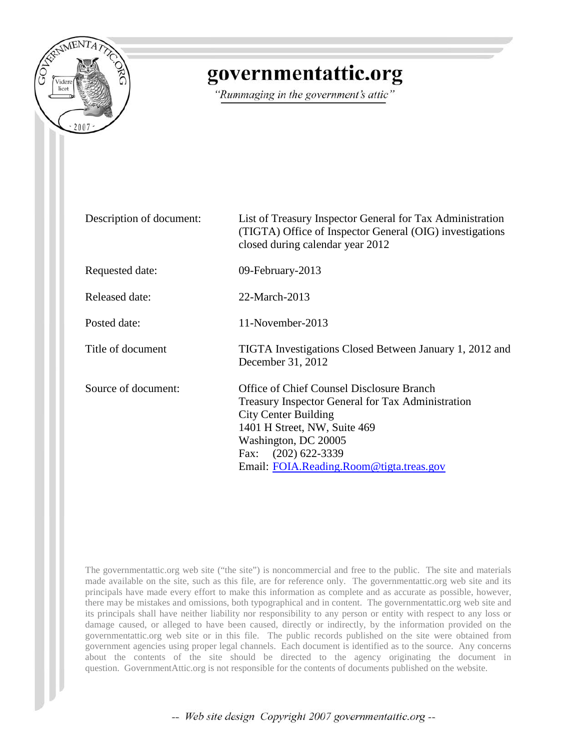# governmentattic.org

*"Rummaging in the government's attic"*

| | |
|---|---|
| Description of document: | List of Treasury Inspector General for Tax Administration (TIGTA) Office of Inspector General (OIG) investigations closed during calendar year 2012 |
| Requested date: | 09-February-2013 |
| Released date: | 22-March-2013 |
| Posted date: | 11-November-2013 |
| Title of document | TIGTA Investigations Closed Between January 1, 2012 and December 31, 2012 |
| Source of document: | Office of Chief Counsel Disclosure Branch<br>Treasury Inspector General for Tax Administration<br>City Center Building<br>1401 H Street, NW, Suite 469<br>Washington, DC 20005<br>Fax: (202) 622-3339<br>Email: FOIA.Reading.Room@tigta.treas.gov |

The governmentattic.org web site ("the site") is noncommercial and free to the public. The site and materials made available on the site, such as this file, are for reference only. The governmentattic.org web site and its principals have made every effort to make this information as complete and as accurate as possible, however, there may be mistakes and omissions, both typographical and in content. The governmentattic.org web site and its principals shall have neither liability nor responsibility to any person or entity with respect to any loss or damage caused, or alleged to have been caused, directly or indirectly, by the information provided on the governmentattic.org web site or in this file. The public records published on the site were obtained from government agencies using proper legal channels. Each document is identified as to the source. Any concerns about the contents of the site should be directed to the agency originating the document in question. GovernmentAttic.org is not responsible for the contents of documents published on the website.

*-- Web site design Copyright 2007 governmentattic.org --*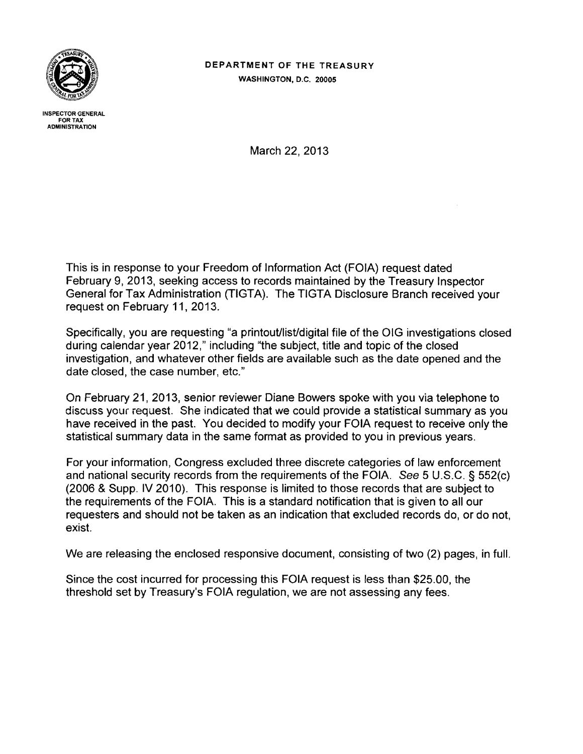DEPARTMENT OF THE TREASURY
WASHINGTON, D.C. 20005

INSPECTOR GENERAL
FOR TAX
ADMINISTRATION

March 22, 2013

This is in response to your Freedom of Information Act (FOIA) request dated February 9, 2013, seeking access to records maintained by the Treasury Inspector General for Tax Administration (TIGTA). The TIGTA Disclosure Branch received your request on February 11, 2013.

Specifically, you are requesting "a printout/list/digital file of the OIG investigations closed during calendar year 2012," including "the subject, title and topic of the closed investigation, and whatever other fields are available such as the date opened and the date closed, the case number, etc."

On February 21, 2013, senior reviewer Diane Bowers spoke with you via telephone to discuss your request. She indicated that we could provide a statistical summary as you have received in the past. You decided to modify your FOIA request to receive only the statistical summary data in the same format as provided to you in previous years.

For your information, Congress excluded three discrete categories of law enforcement and national security records from the requirements of the FOIA. *See* 5 U.S.C. § 552(c) (2006 & Supp. IV 2010). This response is limited to those records that are subject to the requirements of the FOIA. This is a standard notification that is given to all our requesters and should not be taken as an indication that excluded records do, or do not, exist.

We are releasing the enclosed responsive document, consisting of two (2) pages, in full.

Since the cost incurred for processing this FOIA request is less than $25.00, the threshold set by Treasury's FOIA regulation, we are not assessing any fees.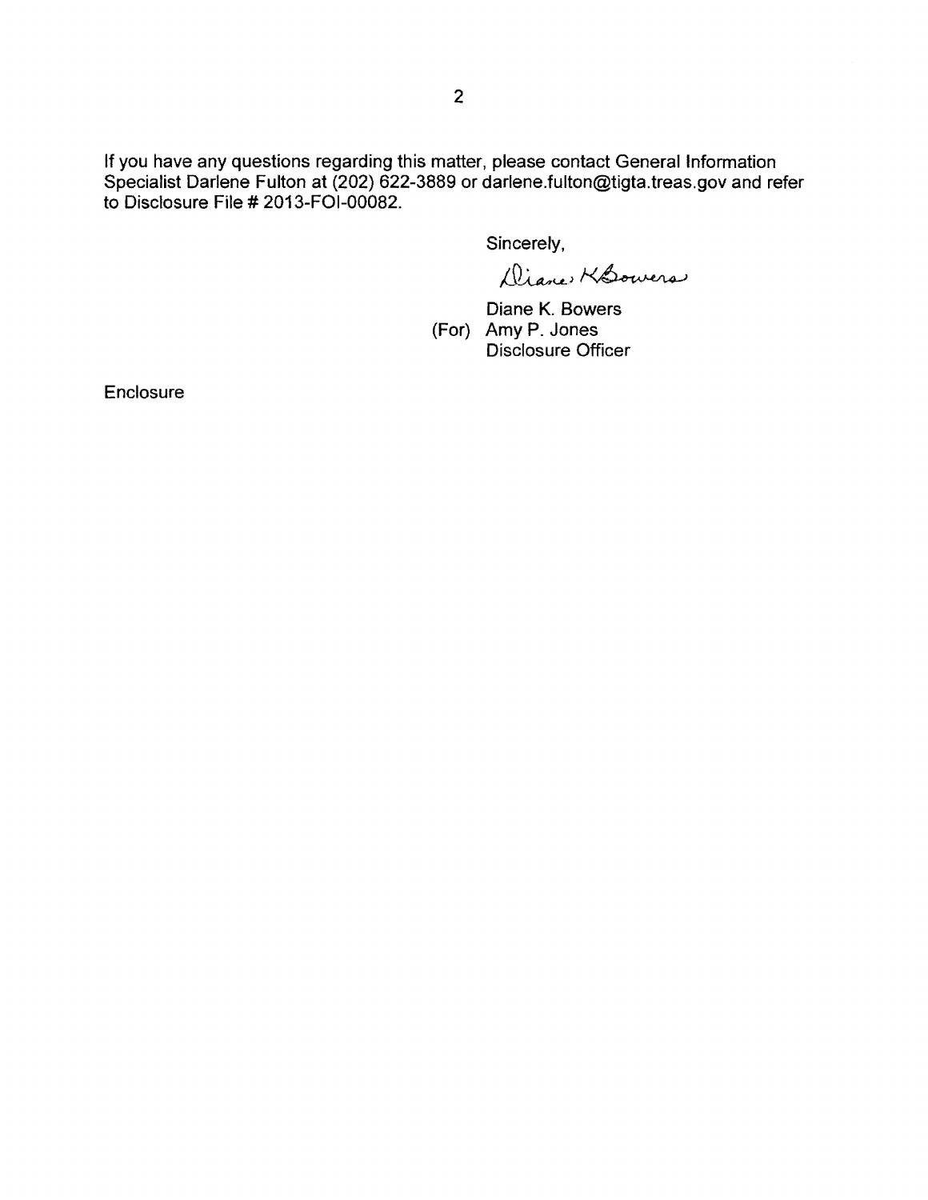If you have any questions regarding this matter, please contact General Information Specialist Darlene Fulton at (202) 622-3889 or darlene.fulton@tigta.treas.gov and refer to Disclosure File # 2013-FOI-00082.

Sincerely,

Diane K Bowers

Diane K. Bowers
(For) Amy P. Jones
Disclosure Officer

Enclosure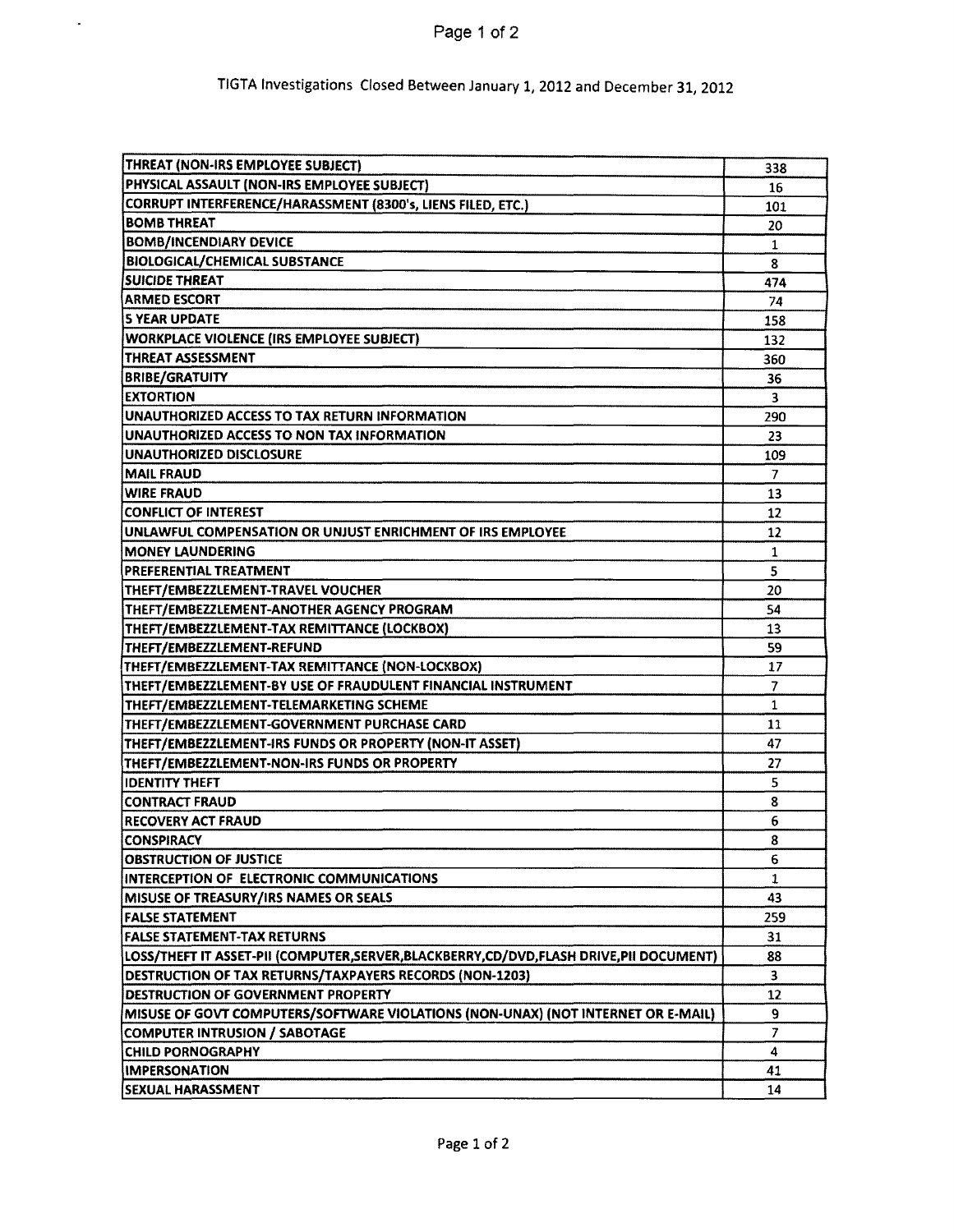TIGTA Investigations Closed Between January 1, 2012 and December 31, 2012

| | |
|---|---|
| THREAT (NON-IRS EMPLOYEE SUBJECT) | 338 |
| PHYSICAL ASSAULT (NON-IRS EMPLOYEE SUBJECT) | 16 |
| CORRUPT INTERFERENCE/HARASSMENT (8300's, LIENS FILED, ETC.) | 101 |
| BOMB THREAT | 20 |
| BOMB/INCENDIARY DEVICE | 1 |
| BIOLOGICAL/CHEMICAL SUBSTANCE | 8 |
| SUICIDE THREAT | 474 |
| ARMED ESCORT | 74 |
| 5 YEAR UPDATE | 158 |
| WORKPLACE VIOLENCE (IRS EMPLOYEE SUBJECT) | 132 |
| THREAT ASSESSMENT | 360 |
| BRIBE/GRATUITY | 36 |
| EXTORTION | 3 |
| UNAUTHORIZED ACCESS TO TAX RETURN INFORMATION | 290 |
| UNAUTHORIZED ACCESS TO NON TAX INFORMATION | 23 |
| UNAUTHORIZED DISCLOSURE | 109 |
| MAIL FRAUD | 7 |
| WIRE FRAUD | 13 |
| CONFLICT OF INTEREST | 12 |
| UNLAWFUL COMPENSATION OR UNJUST ENRICHMENT OF IRS EMPLOYEE | 12 |
| MONEY LAUNDERING | 1 |
| PREFERENTIAL TREATMENT | 5 |
| THEFT/EMBEZZLEMENT-TRAVEL VOUCHER | 20 |
| THEFT/EMBEZZLEMENT-ANOTHER AGENCY PROGRAM | 54 |
| THEFT/EMBEZZLEMENT-TAX REMITTANCE (LOCKBOX) | 13 |
| THEFT/EMBEZZLEMENT-REFUND | 59 |
| THEFT/EMBEZZLEMENT-TAX REMITTANCE (NON-LOCKBOX) | 17 |
| THEFT/EMBEZZLEMENT-BY USE OF FRAUDULENT FINANCIAL INSTRUMENT | 7 |
| THEFT/EMBEZZLEMENT-TELEMARKETING SCHEME | 1 |
| THEFT/EMBEZZLEMENT-GOVERNMENT PURCHASE CARD | 11 |
| THEFT/EMBEZZLEMENT-IRS FUNDS OR PROPERTY (NON-IT ASSET) | 47 |
| THEFT/EMBEZZLEMENT-NON-IRS FUNDS OR PROPERTY | 27 |
| IDENTITY THEFT | 5 |
| CONTRACT FRAUD | 8 |
| RECOVERY ACT FRAUD | 6 |
| CONSPIRACY | 8 |
| OBSTRUCTION OF JUSTICE | 6 |
| INTERCEPTION OF ELECTRONIC COMMUNICATIONS | 1 |
| MISUSE OF TREASURY/IRS NAMES OR SEALS | 43 |
| FALSE STATEMENT | 259 |
| FALSE STATEMENT-TAX RETURNS | 31 |
| LOSS/THEFT IT ASSET-PII (COMPUTER,SERVER,BLACKBERRY,CD/DVD,FLASH DRIVE,PII DOCUMENT) | 88 |
| DESTRUCTION OF TAX RETURNS/TAXPAYERS RECORDS (NON-1203) | 3 |
| DESTRUCTION OF GOVERNMENT PROPERTY | 12 |
| MISUSE OF GOVT COMPUTERS/SOFTWARE VIOLATIONS (NON-UNAX) (NOT INTERNET OR E-MAIL) | 9 |
| COMPUTER INTRUSION / SABOTAGE | 7 |
| CHILD PORNOGRAPHY | 4 |
| IMPERSONATION | 41 |
| SEXUAL HARASSMENT | 14 |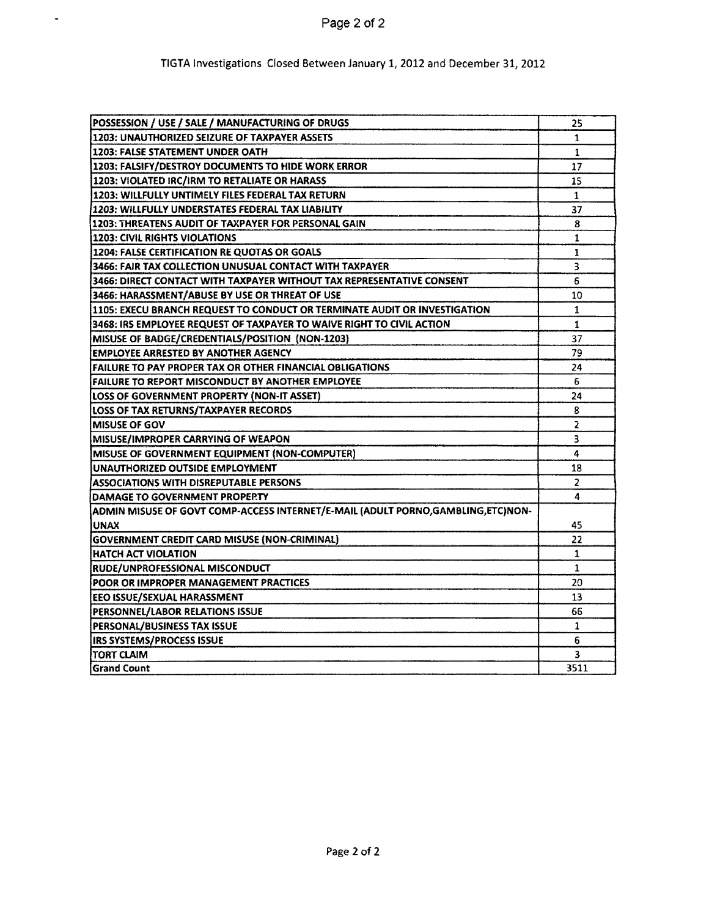TIGTA Investigations Closed Between January 1, 2012 and December 31, 2012

| | |
|---|---|
| POSSESSION / USE / SALE / MANUFACTURING OF DRUGS | 25 |
| 1203: UNAUTHORIZED SEIZURE OF TAXPAYER ASSETS | 1 |
| 1203: FALSE STATEMENT UNDER OATH | 1 |
| 1203: FALSIFY/DESTROY DOCUMENTS TO HIDE WORK ERROR | 17 |
| 1203: VIOLATED IRC/IRM TO RETALIATE OR HARASS | 15 |
| 1203: WILLFULLY UNTIMELY FILES FEDERAL TAX RETURN | 1 |
| 1203: WILLFULLY UNDERSTATES FEDERAL TAX LIABILITY | 37 |
| 1203: THREATENS AUDIT OF TAXPAYER FOR PERSONAL GAIN | 8 |
| 1203: CIVIL RIGHTS VIOLATIONS | 1 |
| 1204: FALSE CERTIFICATION RE QUOTAS OR GOALS | 1 |
| 3466: FAIR TAX COLLECTION UNUSUAL CONTACT WITH TAXPAYER | 3 |
| 3466: DIRECT CONTACT WITH TAXPAYER WITHOUT TAX REPRESENTATIVE CONSENT | 6 |
| 3466: HARASSMENT/ABUSE BY USE OR THREAT OF USE | 10 |
| 1105: EXECU BRANCH REQUEST TO CONDUCT OR TERMINATE AUDIT OR INVESTIGATION | 1 |
| 3468: IRS EMPLOYEE REQUEST OF TAXPAYER TO WAIVE RIGHT TO CIVIL ACTION | 1 |
| MISUSE OF BADGE/CREDENTIALS/POSITION (NON-1203) | 37 |
| EMPLOYEE ARRESTED BY ANOTHER AGENCY | 79 |
| FAILURE TO PAY PROPER TAX OR OTHER FINANCIAL OBLIGATIONS | 24 |
| FAILURE TO REPORT MISCONDUCT BY ANOTHER EMPLOYEE | 6 |
| LOSS OF GOVERNMENT PROPERTY (NON-IT ASSET) | 24 |
| LOSS OF TAX RETURNS/TAXPAYER RECORDS | 8 |
| MISUSE OF GOV | 2 |
| MISUSE/IMPROPER CARRYING OF WEAPON | 3 |
| MISUSE OF GOVERNMENT EQUIPMENT (NON-COMPUTER) | 4 |
| UNAUTHORIZED OUTSIDE EMPLOYMENT | 18 |
| ASSOCIATIONS WITH DISREPUTABLE PERSONS | 2 |
| DAMAGE TO GOVERNMENT PROPERTY | 4 |
| ADMIN MISUSE OF GOVT COMP-ACCESS INTERNET/E-MAIL (ADULT PORNO,GAMBLING,ETC)NON-UNAX | 45 |
| GOVERNMENT CREDIT CARD MISUSE (NON-CRIMINAL) | 22 |
| HATCH ACT VIOLATION | 1 |
| RUDE/UNPROFESSIONAL MISCONDUCT | 1 |
| POOR OR IMPROPER MANAGEMENT PRACTICES | 20 |
| EEO ISSUE/SEXUAL HARASSMENT | 13 |
| PERSONNEL/LABOR RELATIONS ISSUE | 66 |
| PERSONAL/BUSINESS TAX ISSUE | 1 |
| IRS SYSTEMS/PROCESS ISSUE | 6 |
| TORT CLAIM | 3 |
| Grand Count | 3511 |